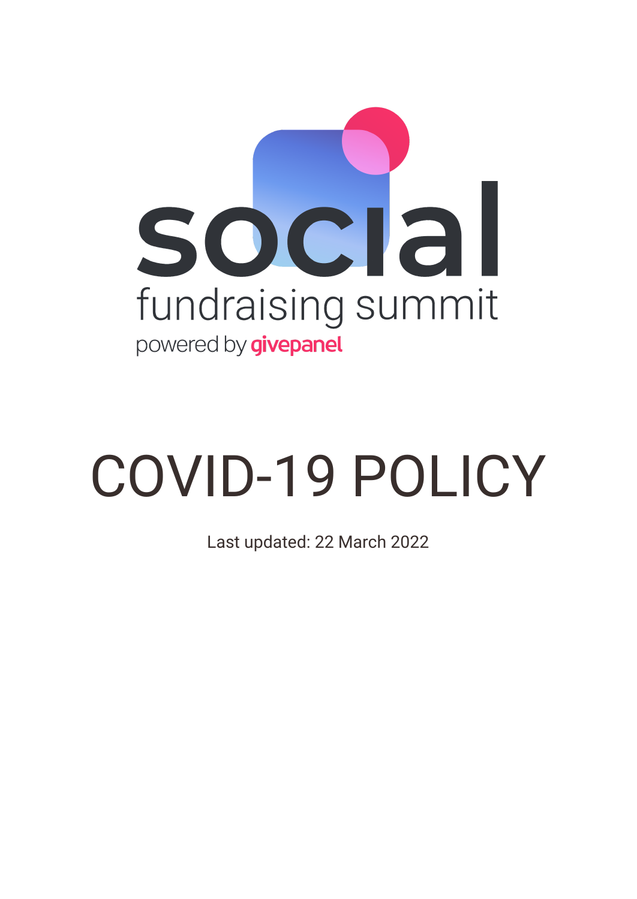social

fundraising summit

powered by givepanel

# COVID-19 POLICY

Last updated: 22 March 2022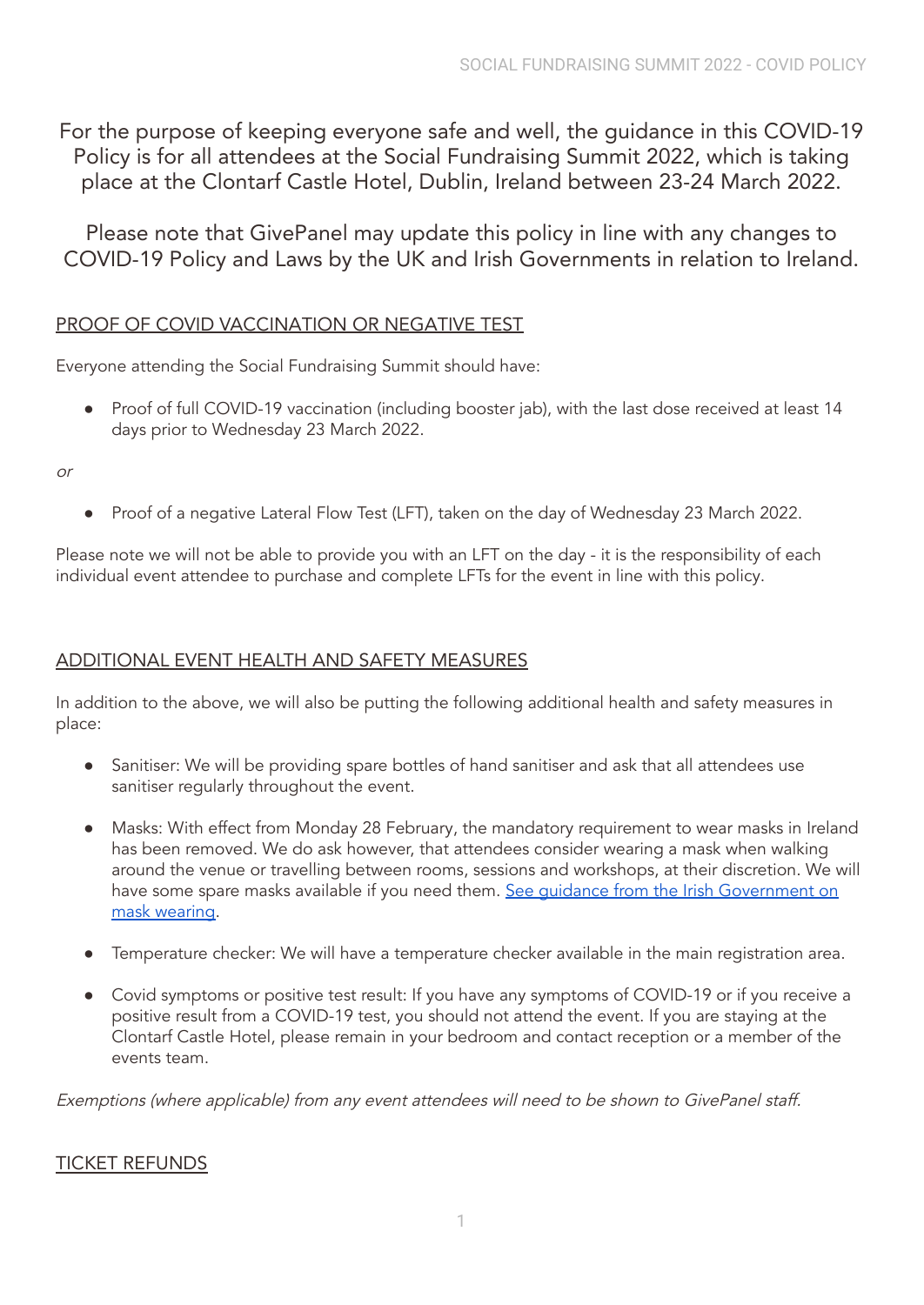For the purpose of keeping everyone safe and well, the guidance in this COVID-19 Policy is for all attendees at the Social Fundraising Summit 2022, which is taking place at the Clontarf Castle Hotel, Dublin, Ireland between 23-24 March 2022.

Please note that GivePanel may update this policy in line with any changes to COVID-19 Policy and Laws by the UK and Irish Governments in relation to Ireland.

## PROOF OF COVID VACCINATION OR NEGATIVE TEST

Everyone attending the Social Fundraising Summit should have:

- Proof of full COVID-19 vaccination (including booster jab), with the last dose received at least 14 days prior to Wednesday 23 March 2022.

*or*

- Proof of a negative Lateral Flow Test (LFT), taken on the day of Wednesday 23 March 2022.

Please note we will not be able to provide you with an LFT on the day - it is the responsibility of each individual event attendee to purchase and complete LFTs for the event in line with this policy.

## ADDITIONAL EVENT HEALTH AND SAFETY MEASURES

In addition to the above, we will also be putting the following additional health and safety measures in place:

- Sanitiser: We will be providing spare bottles of hand sanitiser and ask that all attendees use sanitiser regularly throughout the event.
- Masks: With effect from Monday 28 February, the mandatory requirement to wear masks in Ireland has been removed. We do ask however, that attendees consider wearing a mask when walking around the venue or travelling between rooms, sessions and workshops, at their discretion. We will have some spare masks available if you need them. See guidance from the Irish Government on mask wearing.
- Temperature checker: We will have a temperature checker available in the main registration area.
- Covid symptoms or positive test result: If you have any symptoms of COVID-19 or if you receive a positive result from a COVID-19 test, you should not attend the event. If you are staying at the Clontarf Castle Hotel, please remain in your bedroom and contact reception or a member of the events team.

*Exemptions (where applicable) from any event attendees will need to be shown to GivePanel staff.*

## TICKET REFUNDS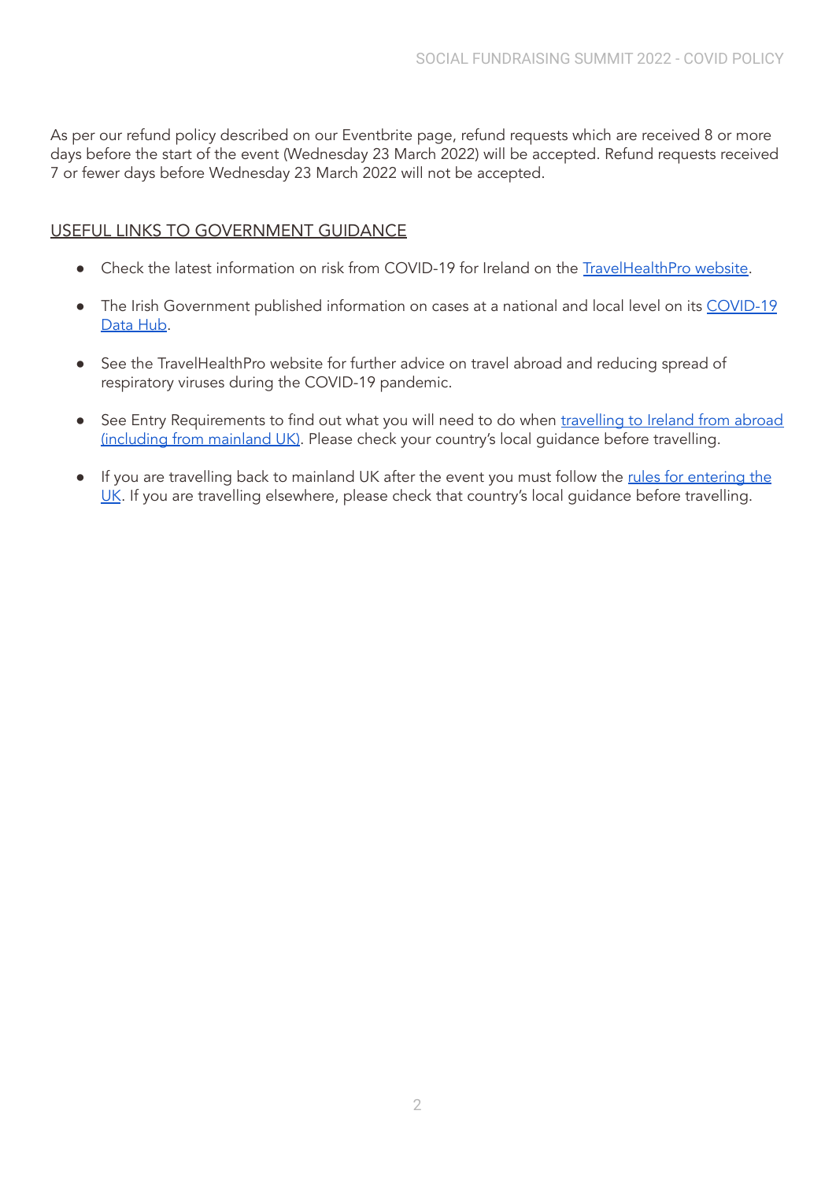As per our refund policy described on our Eventbrite page, refund requests which are received 8 or more days before the start of the event (Wednesday 23 March 2022) will be accepted. Refund requests received 7 or fewer days before Wednesday 23 March 2022 will not be accepted.

## USEFUL LINKS TO GOVERNMENT GUIDANCE

- Check the latest information on risk from COVID-19 for Ireland on the TravelHealthPro website.
- The Irish Government published information on cases at a national and local level on its COVID-19 Data Hub.
- See the TravelHealthPro website for further advice on travel abroad and reducing spread of respiratory viruses during the COVID-19 pandemic.
- See Entry Requirements to find out what you will need to do when travelling to Ireland from abroad (including from mainland UK). Please check your country's local guidance before travelling.
- If you are travelling back to mainland UK after the event you must follow the rules for entering the UK. If you are travelling elsewhere, please check that country's local guidance before travelling.